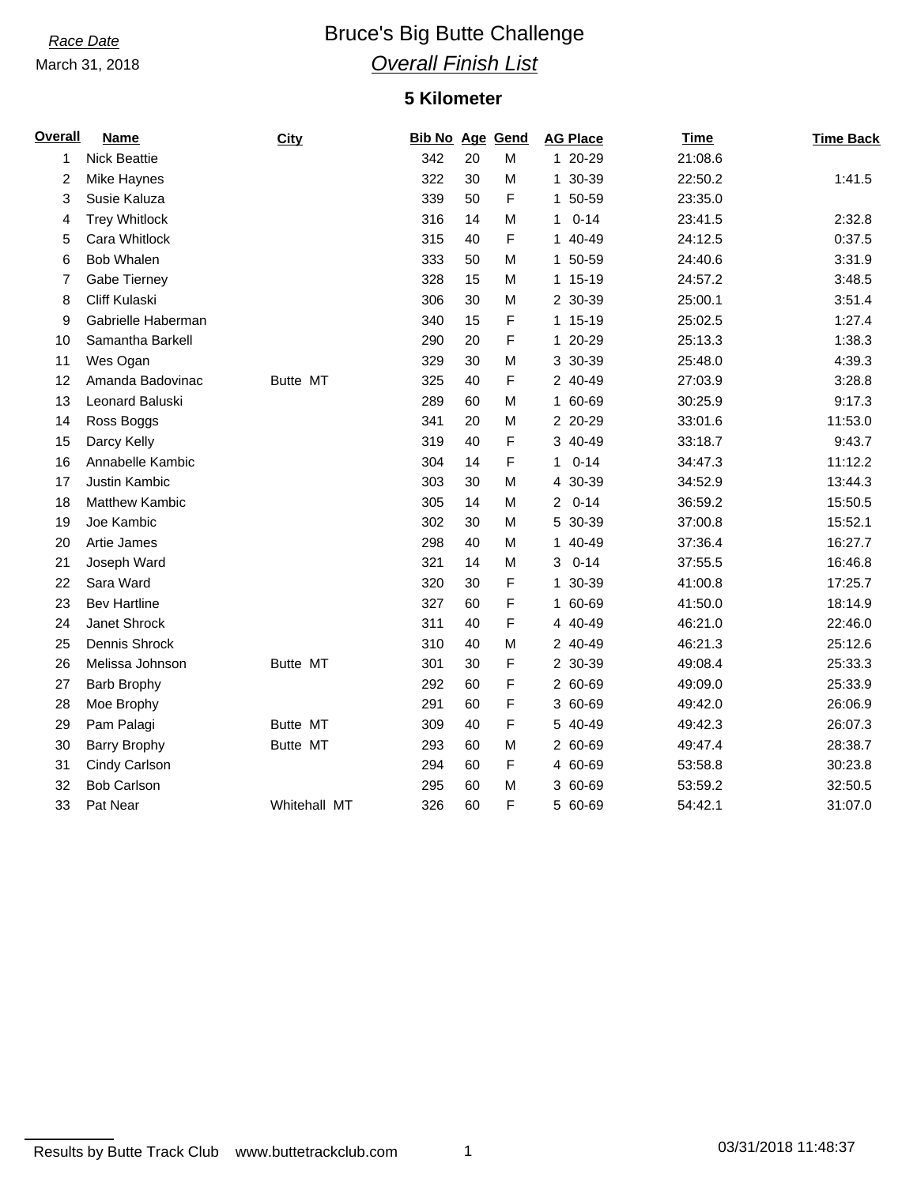*Race Date*

March 31, 2018

# Bruce's Big Butte Challenge

## *Overall Finish List*

### 5 Kilometer

| Overall | Name | City | Bib No | Age | Gend | AG Place | Time | Time Back |
|---|---|---|---|---|---|---|---|---|
| 1 | Nick Beattie | | 342 | 20 | M | 1 20-29 | 21:08.6 | |
| 2 | Mike Haynes | | 322 | 30 | M | 1 30-39 | 22:50.2 | 1:41.5 |
| 3 | Susie Kaluza | | 339 | 50 | F | 1 50-59 | 23:35.0 | |
| 4 | Trey Whitlock | | 316 | 14 | M | 1 0-14 | 23:41.5 | 2:32.8 |
| 5 | Cara Whitlock | | 315 | 40 | F | 1 40-49 | 24:12.5 | 0:37.5 |
| 6 | Bob Whalen | | 333 | 50 | M | 1 50-59 | 24:40.6 | 3:31.9 |
| 7 | Gabe Tierney | | 328 | 15 | M | 1 15-19 | 24:57.2 | 3:48.5 |
| 8 | Cliff Kulaski | | 306 | 30 | M | 2 30-39 | 25:00.1 | 3:51.4 |
| 9 | Gabrielle Haberman | | 340 | 15 | F | 1 15-19 | 25:02.5 | 1:27.4 |
| 10 | Samantha Barkell | | 290 | 20 | F | 1 20-29 | 25:13.3 | 1:38.3 |
| 11 | Wes Ogan | | 329 | 30 | M | 3 30-39 | 25:48.0 | 4:39.3 |
| 12 | Amanda Badovinac | Butte MT | 325 | 40 | F | 2 40-49 | 27:03.9 | 3:28.8 |
| 13 | Leonard Baluski | | 289 | 60 | M | 1 60-69 | 30:25.9 | 9:17.3 |
| 14 | Ross Boggs | | 341 | 20 | M | 2 20-29 | 33:01.6 | 11:53.0 |
| 15 | Darcy Kelly | | 319 | 40 | F | 3 40-49 | 33:18.7 | 9:43.7 |
| 16 | Annabelle Kambic | | 304 | 14 | F | 1 0-14 | 34:47.3 | 11:12.2 |
| 17 | Justin Kambic | | 303 | 30 | M | 4 30-39 | 34:52.9 | 13:44.3 |
| 18 | Matthew Kambic | | 305 | 14 | M | 2 0-14 | 36:59.2 | 15:50.5 |
| 19 | Joe Kambic | | 302 | 30 | M | 5 30-39 | 37:00.8 | 15:52.1 |
| 20 | Artie James | | 298 | 40 | M | 1 40-49 | 37:36.4 | 16:27.7 |
| 21 | Joseph Ward | | 321 | 14 | M | 3 0-14 | 37:55.5 | 16:46.8 |
| 22 | Sara Ward | | 320 | 30 | F | 1 30-39 | 41:00.8 | 17:25.7 |
| 23 | Bev Hartline | | 327 | 60 | F | 1 60-69 | 41:50.0 | 18:14.9 |
| 24 | Janet Shrock | | 311 | 40 | F | 4 40-49 | 46:21.0 | 22:46.0 |
| 25 | Dennis Shrock | | 310 | 40 | M | 2 40-49 | 46:21.3 | 25:12.6 |
| 26 | Melissa Johnson | Butte MT | 301 | 30 | F | 2 30-39 | 49:08.4 | 25:33.3 |
| 27 | Barb Brophy | | 292 | 60 | F | 2 60-69 | 49:09.0 | 25:33.9 |
| 28 | Moe Brophy | | 291 | 60 | F | 3 60-69 | 49:42.0 | 26:06.9 |
| 29 | Pam Palagi | Butte MT | 309 | 40 | F | 5 40-49 | 49:42.3 | 26:07.3 |
| 30 | Barry Brophy | Butte MT | 293 | 60 | M | 2 60-69 | 49:47.4 | 28:38.7 |
| 31 | Cindy Carlson | | 294 | 60 | F | 4 60-69 | 53:58.8 | 30:23.8 |
| 32 | Bob Carlson | | 295 | 60 | M | 3 60-69 | 53:59.2 | 32:50.5 |
| 33 | Pat Near | Whitehall MT | 326 | 60 | F | 5 60-69 | 54:42.1 | 31:07.0 |

Results by Butte Track Club www.buttetrackclub.com 03/31/2018 11:48:37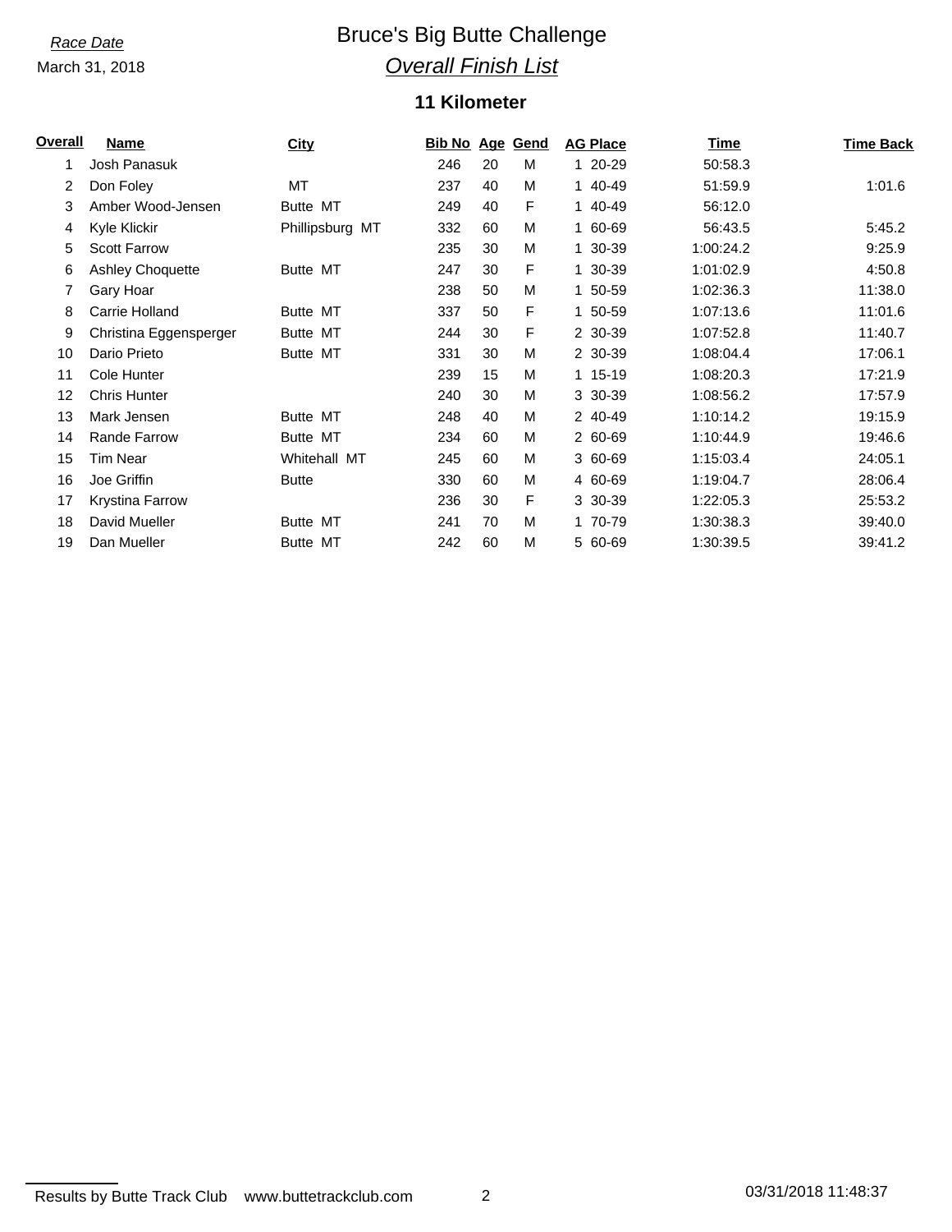*Race Date*

March 31, 2018

# Bruce's Big Butte Challenge

## *Overall Finish List*

### 11 Kilometer

| Overall | Name | City | Bib No | Age | Gend | AG Place | Time | Time Back |
|---|---|---|---|---|---|---|---|---|
| 1 | Josh Panasuk | | 246 | 20 | M | 1 20-29 | 50:58.3 | |
| 2 | Don Foley | MT | 237 | 40 | M | 1 40-49 | 51:59.9 | 1:01.6 |
| 3 | Amber Wood-Jensen | Butte MT | 249 | 40 | F | 1 40-49 | 56:12.0 | |
| 4 | Kyle Klickir | Phillipsburg MT | 332 | 60 | M | 1 60-69 | 56:43.5 | 5:45.2 |
| 5 | Scott Farrow | | 235 | 30 | M | 1 30-39 | 1:00:24.2 | 9:25.9 |
| 6 | Ashley Choquette | Butte MT | 247 | 30 | F | 1 30-39 | 1:01:02.9 | 4:50.8 |
| 7 | Gary Hoar | | 238 | 50 | M | 1 50-59 | 1:02:36.3 | 11:38.0 |
| 8 | Carrie Holland | Butte MT | 337 | 50 | F | 1 50-59 | 1:07:13.6 | 11:01.6 |
| 9 | Christina Eggensperger | Butte MT | 244 | 30 | F | 2 30-39 | 1:07:52.8 | 11:40.7 |
| 10 | Dario Prieto | Butte MT | 331 | 30 | M | 2 30-39 | 1:08:04.4 | 17:06.1 |
| 11 | Cole Hunter | | 239 | 15 | M | 1 15-19 | 1:08:20.3 | 17:21.9 |
| 12 | Chris Hunter | | 240 | 30 | M | 3 30-39 | 1:08:56.2 | 17:57.9 |
| 13 | Mark Jensen | Butte MT | 248 | 40 | M | 2 40-49 | 1:10:14.2 | 19:15.9 |
| 14 | Rande Farrow | Butte MT | 234 | 60 | M | 2 60-69 | 1:10:44.9 | 19:46.6 |
| 15 | Tim Near | Whitehall MT | 245 | 60 | M | 3 60-69 | 1:15:03.4 | 24:05.1 |
| 16 | Joe Griffin | Butte | 330 | 60 | M | 4 60-69 | 1:19:04.7 | 28:06.4 |
| 17 | Krystina Farrow | | 236 | 30 | F | 3 30-39 | 1:22:05.3 | 25:53.2 |
| 18 | David Mueller | Butte MT | 241 | 70 | M | 1 70-79 | 1:30:38.3 | 39:40.0 |
| 19 | Dan Mueller | Butte MT | 242 | 60 | M | 5 60-69 | 1:30:39.5 | 39:41.2 |

Results by Butte Track Club www.buttetrackclub.com

03/31/2018 11:48:37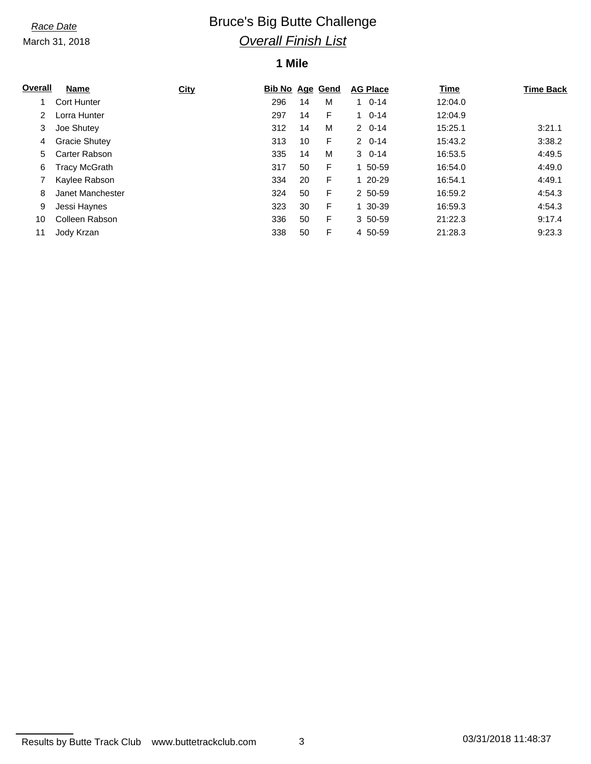*Race Date*

March 31, 2018

# Bruce's Big Butte Challenge

## *Overall Finish List*

### 1 Mile

| Overall | Name | City | Bib No | Age | Gend | AG Place | Time | Time Back |
|---|---|---|---|---|---|---|---|---|
| 1 | Cort Hunter | | 296 | 14 | M | 1 0-14 | 12:04.0 | |
| 2 | Lorra Hunter | | 297 | 14 | F | 1 0-14 | 12:04.9 | |
| 3 | Joe Shutey | | 312 | 14 | M | 2 0-14 | 15:25.1 | 3:21.1 |
| 4 | Gracie Shutey | | 313 | 10 | F | 2 0-14 | 15:43.2 | 3:38.2 |
| 5 | Carter Rabson | | 335 | 14 | M | 3 0-14 | 16:53.5 | 4:49.5 |
| 6 | Tracy McGrath | | 317 | 50 | F | 1 50-59 | 16:54.0 | 4:49.0 |
| 7 | Kaylee Rabson | | 334 | 20 | F | 1 20-29 | 16:54.1 | 4:49.1 |
| 8 | Janet Manchester | | 324 | 50 | F | 2 50-59 | 16:59.2 | 4:54.3 |
| 9 | Jessi Haynes | | 323 | 30 | F | 1 30-39 | 16:59.3 | 4:54.3 |
| 10 | Colleen Rabson | | 336 | 50 | F | 3 50-59 | 21:22.3 | 9:17.4 |
| 11 | Jody Krzan | | 338 | 50 | F | 4 50-59 | 21:28.3 | 9:23.3 |

Results by Butte Track Club www.buttetrackclub.com 03/31/2018 11:48:37